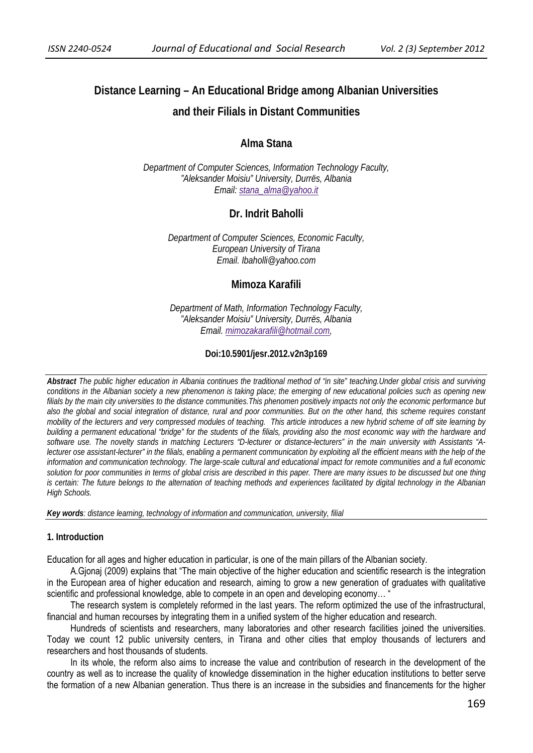# Distance Learning – An Educational Bridge among Albanian Universities and their Filials in Distant Communities

**Alma Stana**

*Department of Computer Sciences, Information Technology Faculty,*
*"Aleksander Moisiu" University, Durrës, Albania*
*Email: stana_alma@yahoo.it*

**Dr. Indrit Baholli**

*Department of Computer Sciences, Economic Faculty,*
*European University of Tirana*
*Email. Ibaholli@yahoo.com*

**Mimoza Karafili**

*Department of Math, Information Technology Faculty,*
*"Aleksander Moisiu" University, Durrës, Albania*
*Email. mimozakarafili@hotmail.com,*

**Doi:10.5901/jesr.2012.v2n3p169**

***Abstract*** *The public higher education in Albania continues the traditional method of "in site" teaching.Under global crisis and surviving conditions in the Albanian society a new phenomenon is taking place; the emerging of new educational policies such as opening new filials by the main city universities to the distance communities.This phenomen positively impacts not only the economic performance but also the global and social integration of distance, rural and poor communities. But on the other hand, this scheme requires constant mobility of the lecturers and very compressed modules of teaching. This article introduces a new hybrid scheme of off site learning by building a permanent educational "bridge" for the students of the filials, providing also the most economic way with the hardware and software use. The novelty stands in matching Lecturers "D-lecturer or distance-lecturers" in the main university with Assistants "A-lecturer ose assistant-lecturer" in the filials, enabling a permanent communication by exploiting all the efficient means with the help of the information and communication technology. The large-scale cultural and educational impact for remote communities and a full economic solution for poor communities in terms of global crisis are described in this paper. There are many issues to be discussed but one thing is certain: The future belongs to the alternation of teaching methods and experiences facilitated by digital technology in the Albanian High Schools.*

***Key words****: distance learning, technology of information and communication, university, filial*

## 1. Introduction

Education for all ages and higher education in particular, is one of the main pillars of the Albanian society.

A.Gjonaj (2009) explains that "The main objective of the higher education and scientific research is the integration in the European area of higher education and research, aiming to grow a new generation of graduates with qualitative scientific and professional knowledge, able to compete in an open and developing economy… "

The research system is completely reformed in the last years. The reform optimized the use of the infrastructural, financial and human recourses by integrating them in a unified system of the higher education and research.

Hundreds of scientists and researchers, many laboratories and other research facilities joined the universities. Today we count 12 public university centers, in Tirana and other cities that employ thousands of lecturers and researchers and host thousands of students.

In its whole, the reform also aims to increase the value and contribution of research in the development of the country as well as to increase the quality of knowledge dissemination in the higher education institutions to better serve the formation of a new Albanian generation. Thus there is an increase in the subsidies and financements for the higher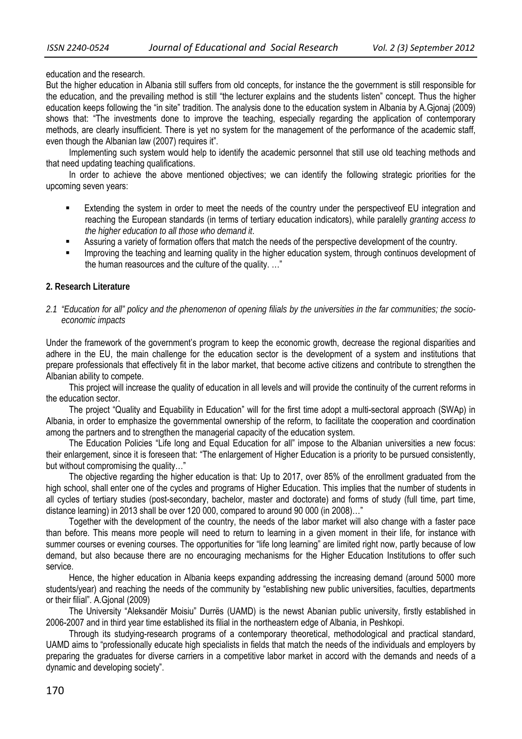education and the research.

But the higher education in Albania still suffers from old concepts, for instance the the government is still responsible for the education, and the prevailing method is still "the lecturer explains and the students listen" concept. Thus the higher education keeps following the "in site" tradition. The analysis done to the education system in Albania by A.Gjonaj (2009) shows that: "The investments done to improve the teaching, especially regarding the application of contemporary methods, are clearly insufficient. There is yet no system for the management of the performance of the academic staff, even though the Albanian law (2007) requires it".

Implementing such system would help to identify the academic personnel that still use old teaching methods and that need updating teaching qualifications.

In order to achieve the above mentioned objectives; we can identify the following strategic priorities for the upcoming seven years:

- Extending the system in order to meet the needs of the country under the perspectiveof EU integration and reaching the European standards (in terms of tertiary education indicators), while paralelly *granting access to the higher education to all those who demand it*.
- Assuring a variety of formation offers that match the needs of the perspective development of the country.
- Improving the teaching and learning quality in the higher education system, through continuos development of the human reasources and the culture of the quality. …"

## 2. Research Literature

### *2.1 "Education for all" policy and the phenomenon of opening filials by the universities in the far communities; the socio-economic impacts*

Under the framework of the government's program to keep the economic growth, decrease the regional disparities and adhere in the EU, the main challenge for the education sector is the development of a system and institutions that prepare professionals that effectively fit in the labor market, that become active citizens and contribute to strengthen the Albanian ability to compete.

This project will increase the quality of education in all levels and will provide the continuity of the current reforms in the education sector.

The project "Quality and Equability in Education" will for the first time adopt a multi-sectoral approach (SWAp) in Albania, in order to emphasize the governmental ownership of the reform, to facilitate the cooperation and coordination among the partners and to strengthen the managerial capacity of the education system.

The Education Policies "Life long and Equal Education for all" impose to the Albanian universities a new focus: their enlargement, since it is foreseen that: "The enlargement of Higher Education is a priority to be pursued consistently, but without compromising the quality…"

The objective regarding the higher education is that: Up to 2017, over 85% of the enrollment graduated from the high school, shall enter one of the cycles and programs of Higher Education. This implies that the number of students in all cycles of tertiary studies (post-secondary, bachelor, master and doctorate) and forms of study (full time, part time, distance learning) in 2013 shall be over 120 000, compared to around 90 000 (in 2008)…"

Together with the development of the country, the needs of the labor market will also change with a faster pace than before. This means more people will need to return to learning in a given moment in their life, for instance with summer courses or evening courses. The opportunities for "life long learning" are limited right now, partly because of low demand, but also because there are no encouraging mechanisms for the Higher Education Institutions to offer such service.

Hence, the higher education in Albania keeps expanding addressing the increasing demand (around 5000 more students/year) and reaching the needs of the community by "establishing new public universities, faculties, departments or their filial". A.Gjonal (2009)

The University "Aleksandër Moisiu" Durrës (UAMD) is the newst Abanian public university, firstly established in 2006-2007 and in third year time established its filial in the northeastern edge of Albania, in Peshkopi.

Through its studying-research programs of a contemporary theoretical, methodological and practical standard, UAMD aims to "professionally educate high specialists in fields that match the needs of the individuals and employers by preparing the graduates for diverse carriers in a competitive labor market in accord with the demands and needs of a dynamic and developing society".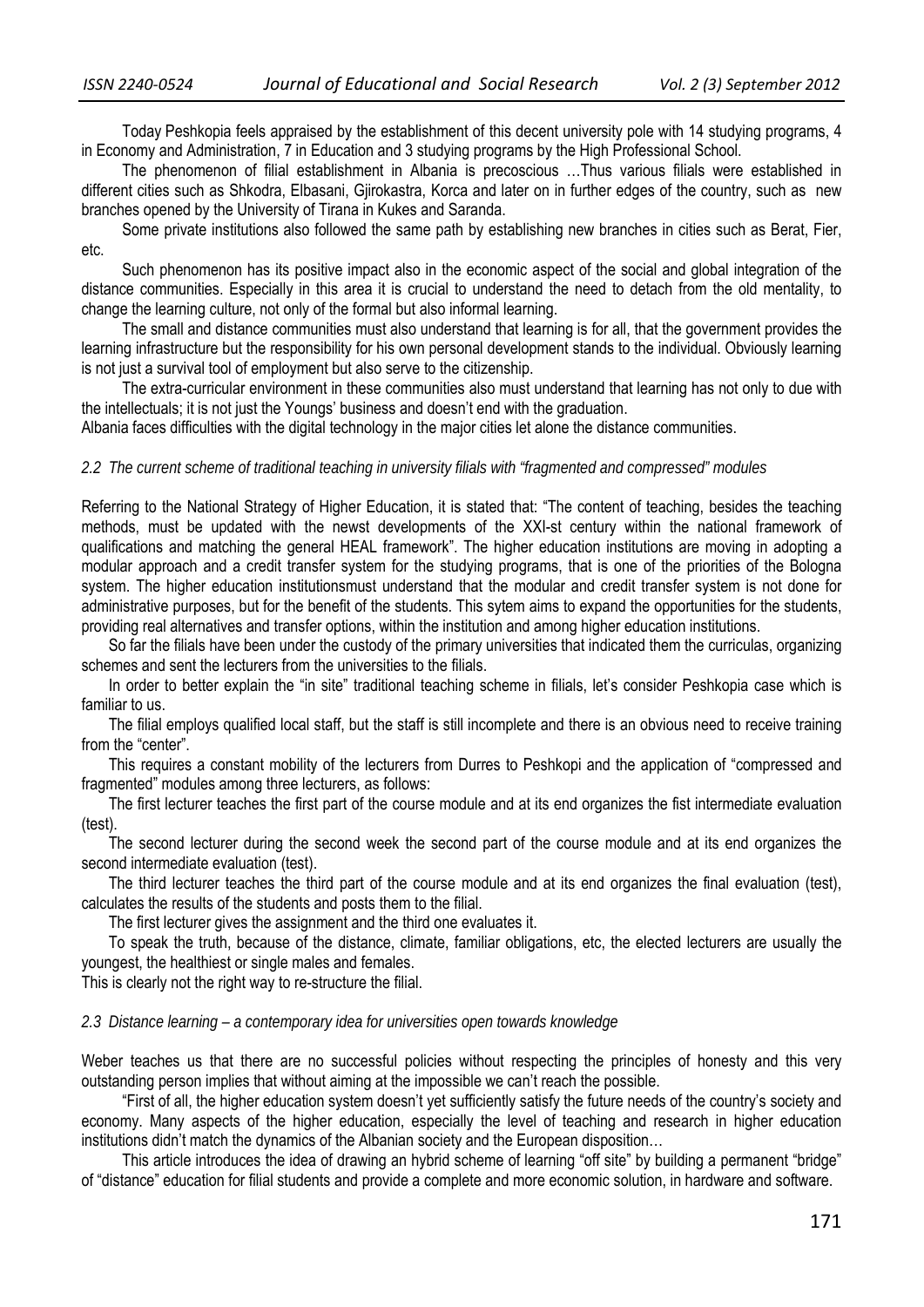Today Peshkopia feels appraised by the establishment of this decent university pole with 14 studying programs, 4 in Economy and Administration, 7 in Education and 3 studying programs by the High Professional School.

The phenomenon of filial establishment in Albania is precoscious …Thus various filials were established in different cities such as Shkodra, Elbasani, Gjirokastra, Korca and later on in further edges of the country, such as new branches opened by the University of Tirana in Kukes and Saranda.

Some private institutions also followed the same path by establishing new branches in cities such as Berat, Fier, etc.

Such phenomenon has its positive impact also in the economic aspect of the social and global integration of the distance communities. Especially in this area it is crucial to understand the need to detach from the old mentality, to change the learning culture, not only of the formal but also informal learning.

The small and distance communities must also understand that learning is for all, that the government provides the learning infrastructure but the responsibility for his own personal development stands to the individual. Obviously learning is not just a survival tool of employment but also serve to the citizenship.

The extra-curricular environment in these communities also must understand that learning has not only to due with the intellectuals; it is not just the Youngs' business and doesn't end with the graduation.

Albania faces difficulties with the digital technology in the major cities let alone the distance communities.

### *2.2 The current scheme of traditional teaching in university filials with "fragmented and compressed" modules*

Referring to the National Strategy of Higher Education, it is stated that: "The content of teaching, besides the teaching methods, must be updated with the newst developments of the XXI-st century within the national framework of qualifications and matching the general HEAL framework". The higher education institutions are moving in adopting a modular approach and a credit transfer system for the studying programs, that is one of the priorities of the Bologna system. The higher education institutionsmust understand that the modular and credit transfer system is not done for administrative purposes, but for the benefit of the students. This sytem aims to expand the opportunities for the students, providing real alternatives and transfer options, within the institution and among higher education institutions.

So far the filials have been under the custody of the primary universities that indicated them the curriculas, organizing schemes and sent the lecturers from the universities to the filials.

In order to better explain the "in site" traditional teaching scheme in filials, let's consider Peshkopia case which is familiar to us.

The filial employs qualified local staff, but the staff is still incomplete and there is an obvious need to receive training from the "center".

This requires a constant mobility of the lecturers from Durres to Peshkopi and the application of "compressed and fragmented" modules among three lecturers, as follows:

The first lecturer teaches the first part of the course module and at its end organizes the fist intermediate evaluation (test).

The second lecturer during the second week the second part of the course module and at its end organizes the second intermediate evaluation (test).

The third lecturer teaches the third part of the course module and at its end organizes the final evaluation (test), calculates the results of the students and posts them to the filial.

The first lecturer gives the assignment and the third one evaluates it.

To speak the truth, because of the distance, climate, familiar obligations, etc, the elected lecturers are usually the youngest, the healthiest or single males and females.

This is clearly not the right way to re-structure the filial.

### *2.3 Distance learning – a contemporary idea for universities open towards knowledge*

Weber teaches us that there are no successful policies without respecting the principles of honesty and this very outstanding person implies that without aiming at the impossible we can't reach the possible.

"First of all, the higher education system doesn't yet sufficiently satisfy the future needs of the country's society and economy. Many aspects of the higher education, especially the level of teaching and research in higher education institutions didn't match the dynamics of the Albanian society and the European disposition…

This article introduces the idea of drawing an hybrid scheme of learning "off site" by building a permanent "bridge" of "distance" education for filial students and provide a complete and more economic solution, in hardware and software.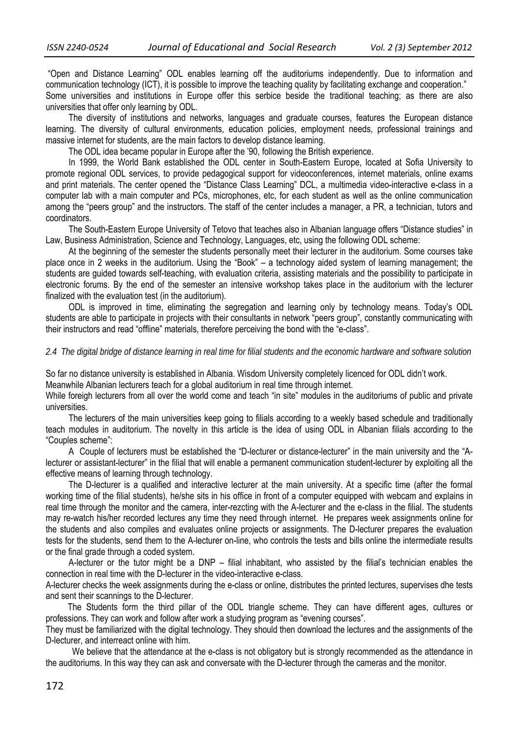"Open and Distance Learning" ODL enables learning off the auditoriums independently. Due to information and communication technology (ICT), it is possible to improve the teaching quality by facilitating exchange and cooperation." Some universities and institutions in Europe offer this serbice beside the traditional teaching; as there are also universities that offer only learning by ODL.

The diversity of institutions and networks, languages and graduate courses, features the European distance learning. The diversity of cultural environments, education policies, employment needs, professional trainings and massive internet for students, are the main factors to develop distance learning.

The ODL idea became popular in Europe after the '90, following the British experience.

In 1999, the World Bank established the ODL center in South-Eastern Europe, located at Sofia University to promote regional ODL services, to provide pedagogical support for videoconferences, internet materials, online exams and print materials. The center opened the "Distance Class Learning" DCL, a multimedia video-interactive e-class in a computer lab with a main computer and PCs, microphones, etc, for each student as well as the online communication among the "peers group" and the instructors. The staff of the center includes a manager, a PR, a technician, tutors and coordinators.

The South-Eastern Europe University of Tetovo that teaches also in Albanian language offers "Distance studies" in Law, Business Administration, Science and Technology, Languages, etc, using the following ODL scheme:

At the beginning of the semester the students personally meet their lecturer in the auditorium. Some courses take place once in 2 weeks in the auditorium. Using the "Book" – a technology aided system of learning management; the students are guided towards self-teaching, with evaluation criteria, assisting materials and the possibility to participate in electronic forums. By the end of the semester an intensive workshop takes place in the auditorium with the lecturer finalized with the evaluation test (in the auditorium).

ODL is improved in time, eliminating the segregation and learning only by technology means. Today's ODL students are able to participate in projects with their consultants in network "peers group", constantly communicating with their instructors and read "offline" materials, therefore perceiving the bond with the "e-class".

### *2.4 The digital bridge of distance learning in real time for filial students and the economic hardware and software solution*

So far no distance university is established in Albania. Wisdom University completely licenced for ODL didn't work.

Meanwhile Albanian lecturers teach for a global auditorium in real time through internet.

While foreigh lecturers from all over the world come and teach "in site" modules in the auditoriums of public and private universities.

The lecturers of the main universities keep going to filials according to a weekly based schedule and traditionally teach modules in auditorium. The novelty in this article is the idea of using ODL in Albanian filials according to the "Couples scheme":

A Couple of lecturers must be established the "D-lecturer or distance-lecturer" in the main university and the "A-lecturer or assistant-lecturer" in the filial that will enable a permanent communication student-lecturer by exploiting all the effective means of learning through technology.

The D-lecturer is a qualified and interactive lecturer at the main university. At a specific time (after the formal working time of the filial students), he/she sits in his office in front of a computer equipped with webcam and explains in real time through the monitor and the camera, inter-rezcting with the A-lecturer and the e-class in the filial. The students may re-watch his/her recorded lectures any time they need through internet. He prepares week assignments online for the students and also compiles and evaluates online projects or assignments. The D-lecturer prepares the evaluation tests for the students, send them to the A-lecturer on-line, who controls the tests and bills online the intermediate results or the final grade through a coded system.

A-lecturer or the tutor might be a DNP – filial inhabitant, who assisted by the filial's technician enables the connection in real time with the D-lecturer in the video-interactive e-class.

A-lecturer checks the week assignments during the e-class or online, distributes the printed lectures, supervises dhe tests and sent their scannings to the D-lecturer.

The Students form the third pillar of the ODL triangle scheme. They can have different ages, cultures or professions. They can work and follow after work a studying program as "evening courses".

They must be familiarized with the digital technology. They should then download the lectures and the assignments of the D-lecturer, and interreact online with him.

We believe that the attendance at the e-class is not obligatory but is strongly recommended as the attendance in the auditoriums. In this way they can ask and conversate with the D-lecturer through the cameras and the monitor.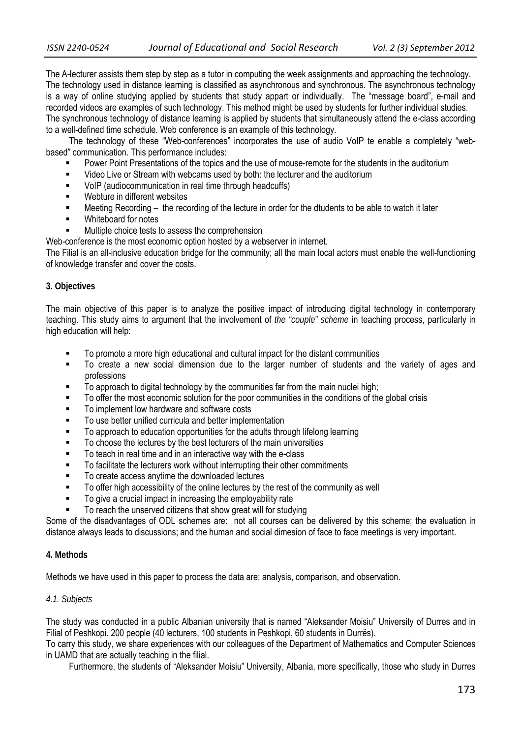The A-lecturer assists them step by step as a tutor in computing the week assignments and approaching the technology. The technology used in distance learning is classified as asynchronous and synchronous. The asynchronous technology is a way of online studying applied by students that study appart or individually. The "message board", e-mail and recorded videos are examples of such technology. This method might be used by students for further individual studies. The synchronous technology of distance learning is applied by students that simultaneously attend the e-class according to a well-defined time schedule. Web conference is an example of this technology.

The technology of these "Web-conferences" incorporates the use of audio VoIP te enable a completely "web-based" communication. This performance includes:

- Power Point Presentations of the topics and the use of mouse-remote for the students in the auditorium
- Video Live or Stream with webcams used by both: the lecturer and the auditorium
- VoIP (audiocommunication in real time through headcuffs)
- Webture in different websites
- Meeting Recording – the recording of the lecture in order for the dtudents to be able to watch it later
- Whiteboard for notes
- Multiple choice tests to assess the comprehension

Web-conference is the most economic option hosted by a webserver in internet.

The Filial is an all-inclusive education bridge for the community; all the main local actors must enable the well-functioning of knowledge transfer and cover the costs.

## 3. Objectives

The main objective of this paper is to analyze the positive impact of introducing digital technology in contemporary teaching. This study aims to argument that the involvement of *the "couple" scheme* in teaching process, particularly in high education will help:

- To promote a more high educational and cultural impact for the distant communities
- To create a new social dimension due to the larger number of students and the variety of ages and professions
- To approach to digital technology by the communities far from the main nuclei high;
- To offer the most economic solution for the poor communities in the conditions of the global crisis
- To implement low hardware and software costs
- To use better unified curricula and better implementation
- To approach to education opportunities for the adults through lifelong learning
- To choose the lectures by the best lecturers of the main universities
- To teach in real time and in an interactive way with the e-class
- To facilitate the lecturers work without interrupting their other commitments
- To create access anytime the downloaded lectures
- To offer high accessibility of the online lectures by the rest of the community as well
- To give a crucial impact in increasing the employability rate
- To reach the unserved citizens that show great will for studying

Some of the disadvantages of ODL schemes are: not all courses can be delivered by this scheme; the evaluation in distance always leads to discussions; and the human and social dimesion of face to face meetings is very important.

## 4. Methods

Methods we have used in this paper to process the data are: analysis, comparison, and observation.

### *4.1. Subjects*

The study was conducted in a public Albanian university that is named "Aleksander Moisiu" University of Durres and in Filial of Peshkopi. 200 people (40 lecturers, 100 students in Peshkopi, 60 students in Durrës).

To carry this study, we share experiences with our colleagues of the Department of Mathematics and Computer Sciences in UAMD that are actually teaching in the filial.

Furthermore, the students of "Aleksander Moisiu" University, Albania, more specifically, those who study in Durres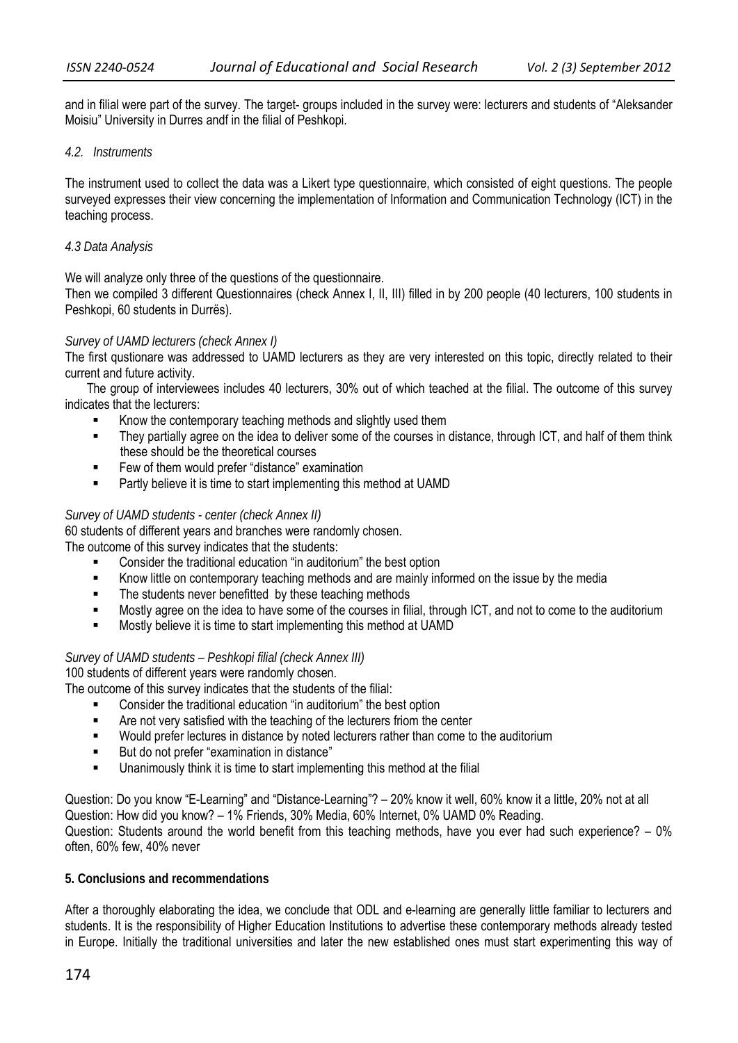and in filial were part of the survey. The target- groups included in the survey were: lecturers and students of "Aleksander Moisiu" University in Durres andf in the filial of Peshkopi.

#### *4.2. Instruments*

The instrument used to collect the data was a Likert type questionnaire, which consisted of eight questions. The people surveyed expresses their view concerning the implementation of Information and Communication Technology (ICT) in the teaching process.

#### *4.3 Data Analysis*

We will analyze only three of the questions of the questionnaire.

Then we compiled 3 different Questionnaires (check Annex I, II, III) filled in by 200 people (40 lecturers, 100 students in Peshkopi, 60 students in Durrës).

*Survey of UAMD lecturers (check Annex I)*

The first qustionare was addressed to UAMD lecturers as they are very interested on this topic, directly related to their current and future activity.

The group of interviewees includes 40 lecturers, 30% out of which teached at the filial. The outcome of this survey indicates that the lecturers:

- Know the contemporary teaching methods and slightly used them
- They partially agree on the idea to deliver some of the courses in distance, through ICT, and half of them think these should be the theoretical courses
- Few of them would prefer "distance" examination
- Partly believe it is time to start implementing this method at UAMD

*Survey of UAMD students - center (check Annex II)*

60 students of different years and branches were randomly chosen.

The outcome of this survey indicates that the students:

- Consider the traditional education "in auditorium" the best option
- Know little on contemporary teaching methods and are mainly informed on the issue by the media
- The students never benefitted by these teaching methods
- Mostly agree on the idea to have some of the courses in filial, through ICT, and not to come to the auditorium
- Mostly believe it is time to start implementing this method at UAMD

*Survey of UAMD students – Peshkopi filial (check Annex III)*

100 students of different years were randomly chosen.

The outcome of this survey indicates that the students of the filial:

- Consider the traditional education "in auditorium" the best option
- Are not very satisfied with the teaching of the lecturers friom the center
- Would prefer lectures in distance by noted lecturers rather than come to the auditorium
- But do not prefer "examination in distance"
- Unanimously think it is time to start implementing this method at the filial

Question: Do you know "E-Learning" and "Distance-Learning"? – 20% know it well, 60% know it a little, 20% not at all
Question: How did you know? – 1% Friends, 30% Media, 60% Internet, 0% UAMD 0% Reading.
Question: Students around the world benefit from this teaching methods, have you ever had such experience? – 0% often, 60% few, 40% never

## 5. Conclusions and recommendations

After a thoroughly elaborating the idea, we conclude that ODL and e-learning are generally little familiar to lecturers and students. It is the responsibility of Higher Education Institutions to advertise these contemporary methods already tested in Europe. Initially the traditional universities and later the new established ones must start experimenting this way of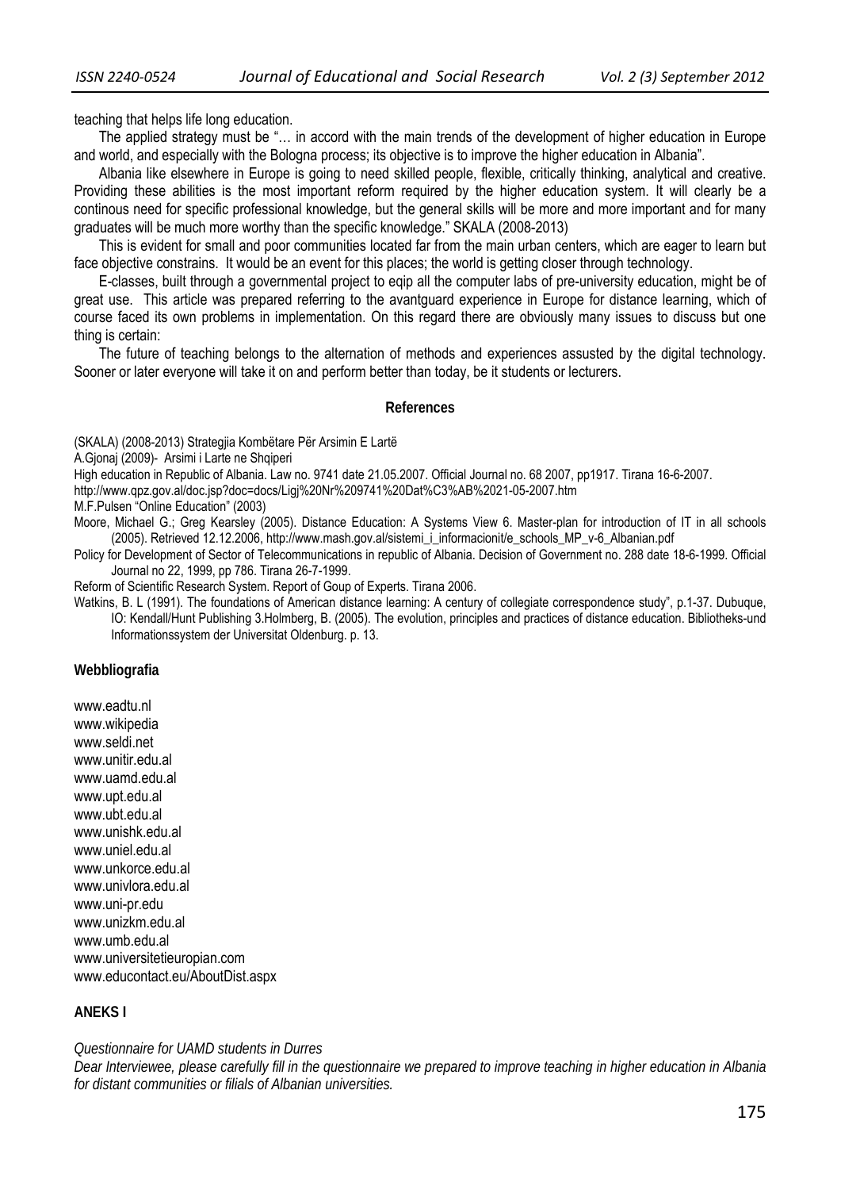teaching that helps life long education.

The applied strategy must be "… in accord with the main trends of the development of higher education in Europe and world, and especially with the Bologna process; its objective is to improve the higher education in Albania".

Albania like elsewhere in Europe is going to need skilled people, flexible, critically thinking, analytical and creative. Providing these abilities is the most important reform required by the higher education system. It will clearly be a continous need for specific professional knowledge, but the general skills will be more and more important and for many graduates will be much more worthy than the specific knowledge." SKALA (2008-2013)

This is evident for small and poor communities located far from the main urban centers, which are eager to learn but face objective constrains. It would be an event for this places; the world is getting closer through technology.

E-classes, built through a governmental project to eqip all the computer labs of pre-university education, might be of great use. This article was prepared referring to the avantguard experience in Europe for distance learning, which of course faced its own problems in implementation. On this regard there are obviously many issues to discuss but one thing is certain:

The future of teaching belongs to the alternation of methods and experiences assusted by the digital technology. Sooner or later everyone will take it on and perform better than today, be it students or lecturers.

## References

(SKALA) (2008-2013) Strategjia Kombëtare Për Arsimin E Lartë

A.Gjonaj (2009)- Arsimi i Larte ne Shqiperi

High education in Republic of Albania. Law no. 9741 date 21.05.2007. Official Journal no. 68 2007, pp1917. Tirana 16-6-2007.

http://www.qpz.gov.al/doc.jsp?doc=docs/Ligj%20Nr%209741%20Dat%C3%AB%2021-05-2007.htm

M.F.Pulsen "Online Education" (2003)

Moore, Michael G.; Greg Kearsley (2005). Distance Education: A Systems View 6. Master-plan for introduction of IT in all schools (2005). Retrieved 12.12.2006, http://www.mash.gov.al/sistemi_i_informacionit/e_schools_MP_v-6_Albanian.pdf

Policy for Development of Sector of Telecommunications in republic of Albania. Decision of Government no. 288 date 18-6-1999. Official Journal no 22, 1999, pp 786. Tirana 26-7-1999.

Reform of Scientific Research System. Report of Goup of Experts. Tirana 2006.

Watkins, B. L (1991). The foundations of American distance learning: A century of collegiate correspondence study", p.1-37. Dubuque, IO: Kendall/Hunt Publishing 3.Holmberg, B. (2005). The evolution, principles and practices of distance education. Bibliotheks-und Informationssystem der Universitat Oldenburg. p. 13.

## Webbliografia

www.eadtu.nl
www.wikipedia
www.seldi.net
www.unitir.edu.al
www.uamd.edu.al
www.upt.edu.al
www.ubt.edu.al
www.unishk.edu.al
www.uniel.edu.al
www.unkorce.edu.al
www.univlora.edu.al
www.uni-pr.edu
www.unizkm.edu.al
www.umb.edu.al
www.universitetieuropian.com
www.educontact.eu/AboutDist.aspx

## ANEKS I

*Questionnaire for UAMD students in Durres*

*Dear Interviewee, please carefully fill in the questionnaire we prepared to improve teaching in higher education in Albania for distant communities or filials of Albanian universities.*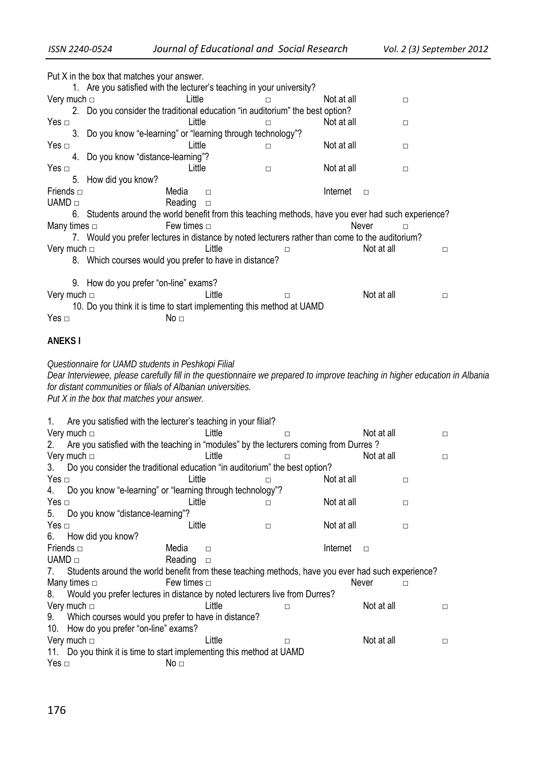Put X in the box that matches your answer.

1. Are you satisfied with the lecturer's teaching in your university?

Very much □ Little □ Not at all □

2. Do you consider the traditional education "in auditorium" the best option?

Yes □ Little □ Not at all □

3. Do you know "e-learning" or "learning through technology"?

Yes □ Little □ Not at all □

4. Do you know "distance-learning"?

Yes □ Little □ Not at all □

5. How did you know?

Friends □ Media □ Internet □
UAMD □ Reading □

6. Students around the world benefit from this teaching methods, have you ever had such experience?

Many times □ Few times □ Never □

7. Would you prefer lectures in distance by noted lecturers rather than come to the auditorium?

Very much □ Little □ Not at all □

8. Which courses would you prefer to have in distance?

9. How do you prefer "on-line" exams?

Very much □ Little □ Not at all □

10. Do you think it is time to start implementing this method at UAMD

Yes □ No □

**ANEKS I**

*Questionnaire for UAMD students in Peshkopi Filial*
*Dear Interviewee, please carefully fill in the questionnaire we prepared to improve teaching in higher education in Albania for distant communities or filials of Albanian universities.*
*Put X in the box that matches your answer.*

1. Are you satisfied with the lecturer's teaching in your filial?

Very much □ Little □ Not at all □

2. Are you satisfied with the teaching in "modules" by the lecturers coming from Durres ?

Very much □ Little □ Not at all □

3. Do you consider the traditional education "in auditorium" the best option?

Yes □ Little □ Not at all □

4. Do you know "e-learning" or "learning through technology"?

Yes □ Little □ Not at all □

5. Do you know "distance-learning"?

Yes □ Little □ Not at all □

6. How did you know?

Friends □ Media □ Internet □
UAMD □ Reading □

7. Students around the world benefit from these teaching methods, have you ever had such experience?

Many times □ Few times □ Never □

8. Would you prefer lectures in distance by noted lecturers live from Durres?

Very much □ Little □ Not at all □

9. Which courses would you prefer to have in distance?

10. How do you prefer "on-line" exams?

Very much □ Little □ Not at all □

11. Do you think it is time to start implementing this method at UAMD

Yes □ No □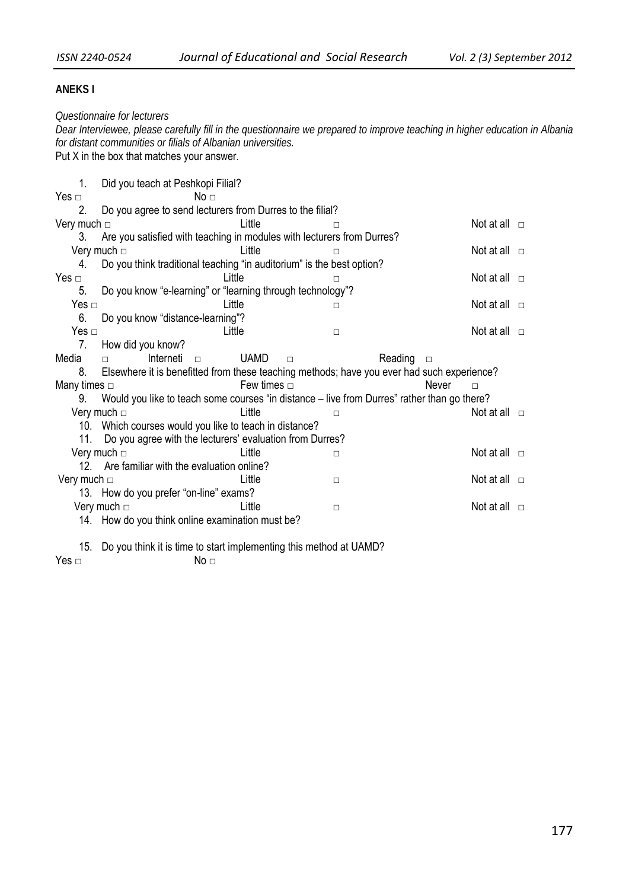**ANEKS I**

*Questionnaire for lecturers*

*Dear Interviewee, please carefully fill in the questionnaire we prepared to improve teaching in higher education in Albania for distant communities or filials of Albanian universities.*

Put X in the box that matches your answer.

1. Did you teach at Peshkopi Filial?

Yes □ No □

2. Do you agree to send lecturers from Durres to the filial?

Very much □ Little □ Not at all □

3. Are you satisfied with teaching in modules with lecturers from Durres?

Very much □ Little □ Not at all □

4. Do you think traditional teaching "in auditorium" is the best option?

Yes □ Little □ Not at all □

5. Do you know "e-learning" or "learning through technology"?

Yes □ Little □ Not at all □

6. Do you know "distance-learning"?

Yes □ Little □ Not at all □

7. How did you know?

Media □ Interneti □ UAMD □ Reading □

8. Elsewhere it is benefitted from these teaching methods; have you ever had such experience?

Many times □ Few times □ Never □

9. Would you like to teach some courses "in distance – live from Durres" rather than go there?

Very much □ Little □ Not at all □

10. Which courses would you like to teach in distance?

11. Do you agree with the lecturers' evaluation from Durres?

Very much □ Little □ Not at all □

12. Are familiar with the evaluation online?

Very much □ Little □ Not at all □

13. How do you prefer "on-line" exams?

Very much □ Little □ Not at all □

14. How do you think online examination must be?

15. Do you think it is time to start implementing this method at UAMD?

Yes □ No □